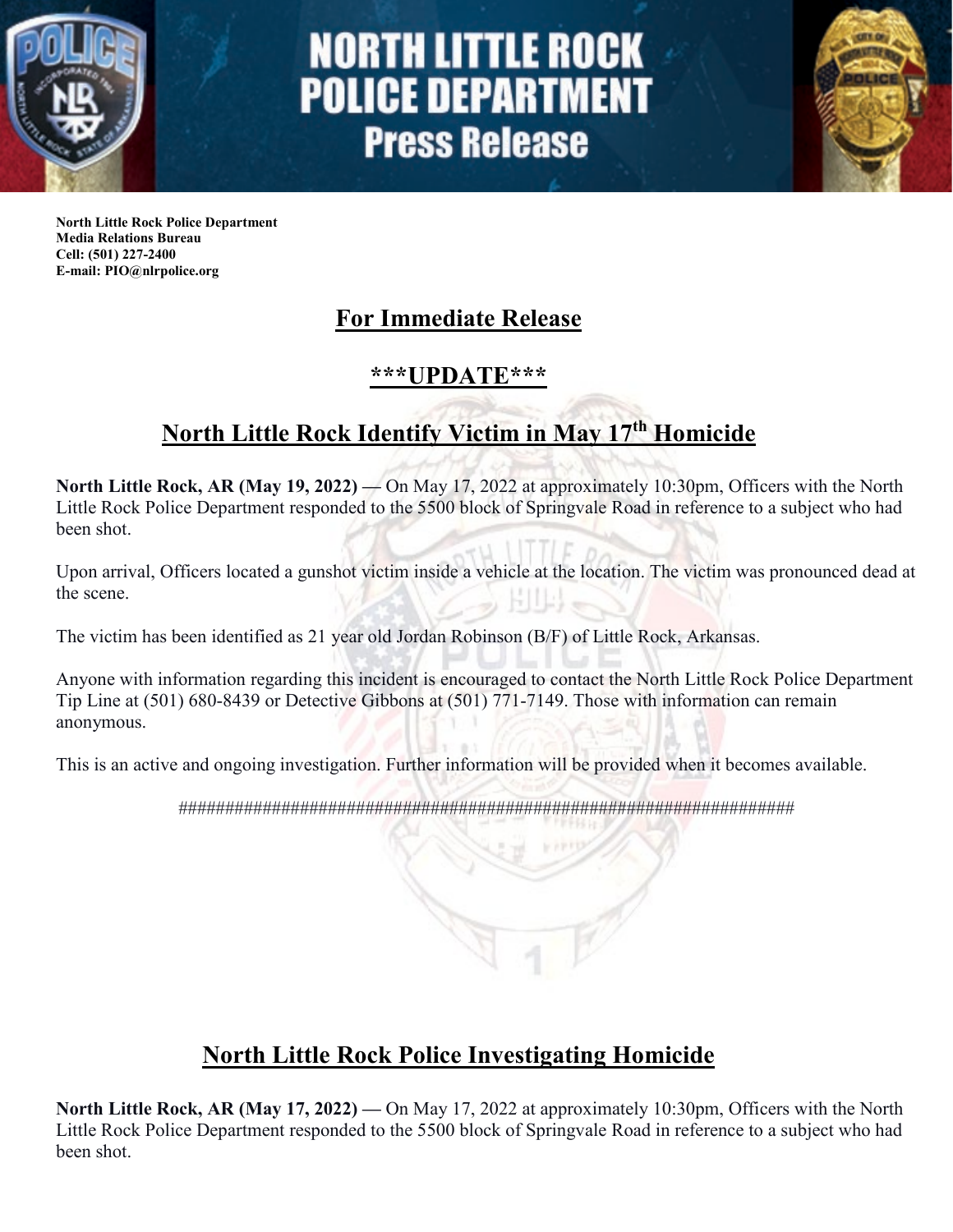# NORTH LITTLE ROCK POLICE DEPARTMENT
## Press Release

**North Little Rock Police Department**
**Media Relations Bureau**
**Cell: (501) 227-2400**
**E-mail: PIO@nlrpolice.org**

## For Immediate Release

## ***UPDATE***

## North Little Rock Identify Victim in May 17th Homicide

**North Little Rock, AR (May 19, 2022) —** On May 17, 2022 at approximately 10:30pm, Officers with the North Little Rock Police Department responded to the 5500 block of Springvale Road in reference to a subject who had been shot.

Upon arrival, Officers located a gunshot victim inside a vehicle at the location. The victim was pronounced dead at the scene.

The victim has been identified as 21 year old Jordan Robinson (B/F) of Little Rock, Arkansas.

Anyone with information regarding this incident is encouraged to contact the North Little Rock Police Department Tip Line at (501) 680-8439 or Detective Gibbons at (501) 771-7149. Those with information can remain anonymous.

This is an active and ongoing investigation. Further information will be provided when it becomes available.

######################################################################

## North Little Rock Police Investigating Homicide

**North Little Rock, AR (May 17, 2022) —** On May 17, 2022 at approximately 10:30pm, Officers with the North Little Rock Police Department responded to the 5500 block of Springvale Road in reference to a subject who had been shot.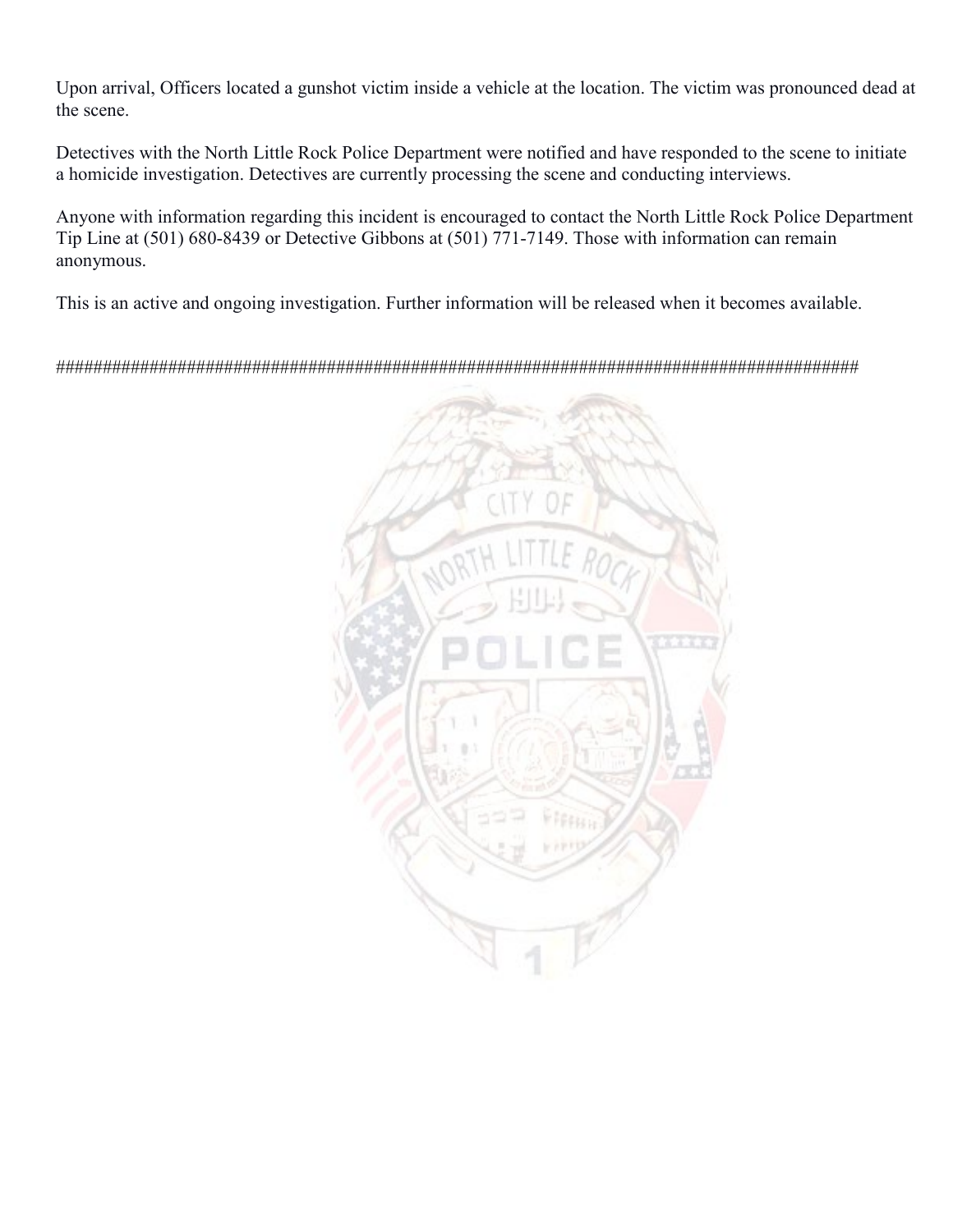Upon arrival, Officers located a gunshot victim inside a vehicle at the location. The victim was pronounced dead at the scene.

Detectives with the North Little Rock Police Department were notified and have responded to the scene to initiate a homicide investigation. Detectives are currently processing the scene and conducting interviews.

Anyone with information regarding this incident is encouraged to contact the North Little Rock Police Department Tip Line at (501) 680-8439 or Detective Gibbons at (501) 771-7149. Those with information can remain anonymous.

This is an active and ongoing investigation. Further information will be released when it becomes available.

##############################################################################################